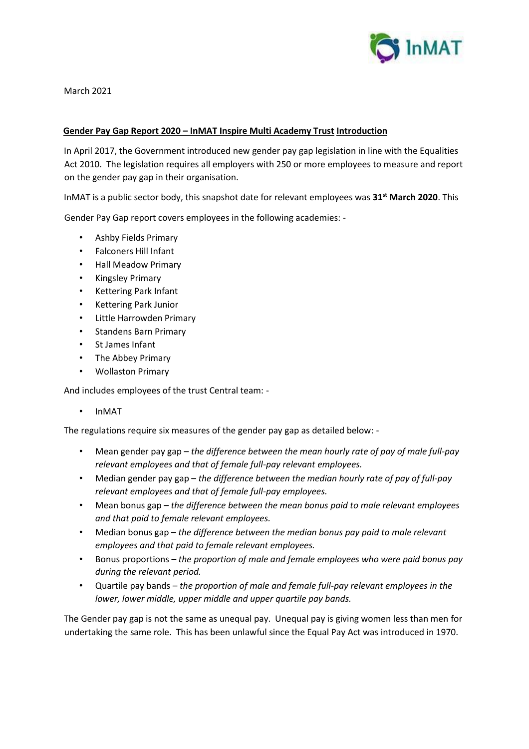March 2021

**Gender Pay Gap Report 2020 – InMAT Inspire Multi Academy Trust Introduction**

In April 2017, the Government introduced new gender pay gap legislation in line with the Equalities Act 2010. The legislation requires all employers with 250 or more employees to measure and report on the gender pay gap in their organisation.

InMAT is a public sector body, this snapshot date for relevant employees was **31st March 2020**. This

Gender Pay Gap report covers employees in the following academies: -

- Ashby Fields Primary
- Falconers Hill Infant
- Hall Meadow Primary
- Kingsley Primary
- Kettering Park Infant
- Kettering Park Junior
- Little Harrowden Primary
- Standens Barn Primary
- St James Infant
- The Abbey Primary
- Wollaston Primary

And includes employees of the trust Central team: -

- InMAT

The regulations require six measures of the gender pay gap as detailed below: -

- Mean gender pay gap – *the difference between the mean hourly rate of pay of male full-pay relevant employees and that of female full-pay relevant employees.*
- Median gender pay gap – *the difference between the median hourly rate of pay of full-pay relevant employees and that of female full-pay employees.*
- Mean bonus gap – *the difference between the mean bonus paid to male relevant employees and that paid to female relevant employees.*
- Median bonus gap – *the difference between the median bonus pay paid to male relevant employees and that paid to female relevant employees.*
- Bonus proportions – *the proportion of male and female employees who were paid bonus pay during the relevant period.*
- Quartile pay bands – *the proportion of male and female full-pay relevant employees in the lower, lower middle, upper middle and upper quartile pay bands.*

The Gender pay gap is not the same as unequal pay. Unequal pay is giving women less than men for undertaking the same role. This has been unlawful since the Equal Pay Act was introduced in 1970.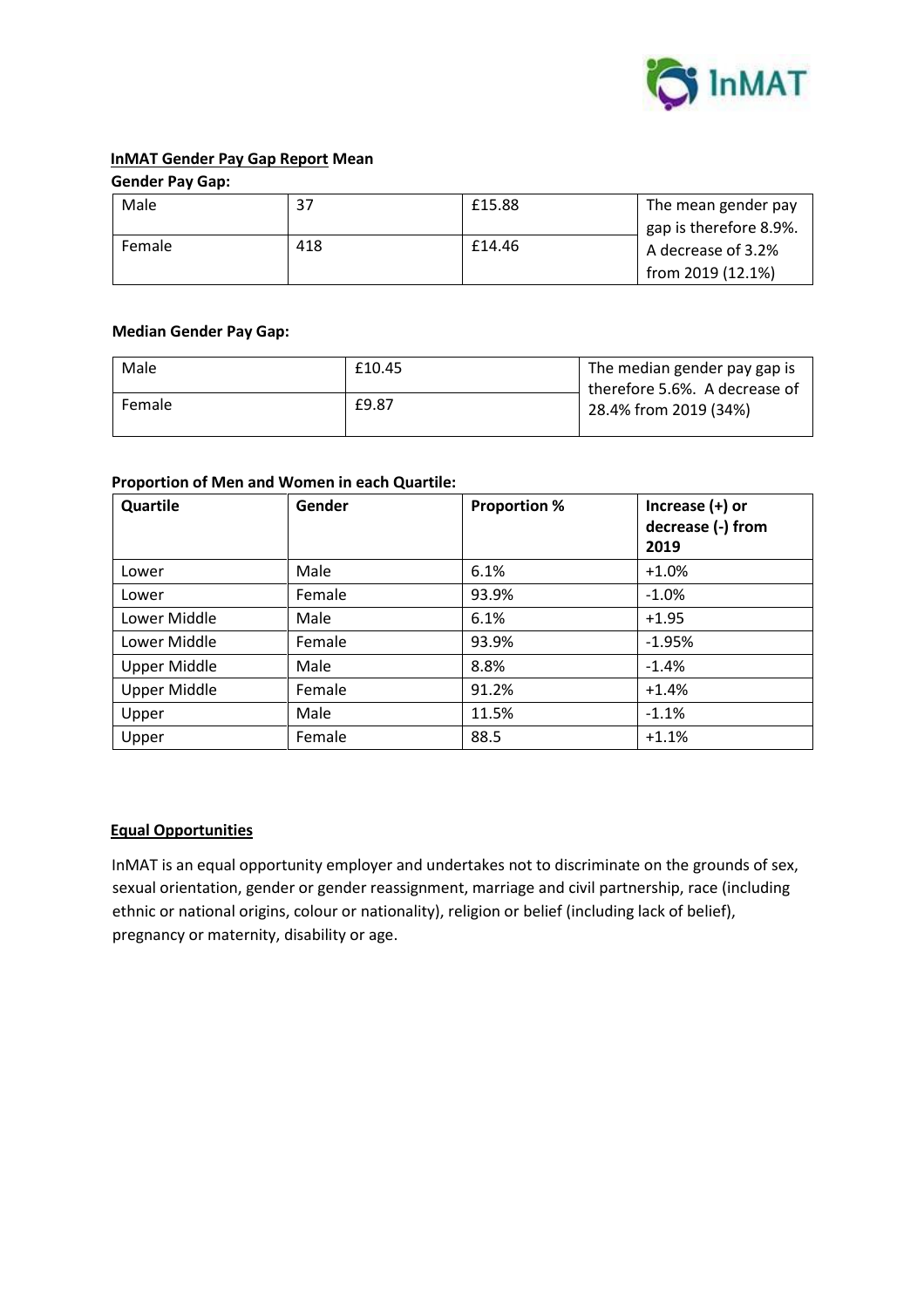**InMAT Gender Pay Gap Report Mean Gender Pay Gap:**

| Male | 37 | £15.88 | The mean gender pay gap is therefore 8.9%. A decrease of 3.2% from 2019 (12.1%) |
|---|---|---|---|
| Female | 418 | £14.46 | |

**Median Gender Pay Gap:**

| Male | £10.45 | The median gender pay gap is therefore 5.6%. A decrease of 28.4% from 2019 (34%) |
|---|---|---|
| Female | £9.87 | |

**Proportion of Men and Women in each Quartile:**

| Quartile | Gender | Proportion % | Increase (+) or decrease (-) from 2019 |
|---|---|---|---|
| Lower | Male | 6.1% | +1.0% |
| Lower | Female | 93.9% | -1.0% |
| Lower Middle | Male | 6.1% | +1.95 |
| Lower Middle | Female | 93.9% | -1.95% |
| Upper Middle | Male | 8.8% | -1.4% |
| Upper Middle | Female | 91.2% | +1.4% |
| Upper | Male | 11.5% | -1.1% |
| Upper | Female | 88.5 | +1.1% |

**Equal Opportunities**

InMAT is an equal opportunity employer and undertakes not to discriminate on the grounds of sex, sexual orientation, gender or gender reassignment, marriage and civil partnership, race (including ethnic or national origins, colour or nationality), religion or belief (including lack of belief), pregnancy or maternity, disability or age.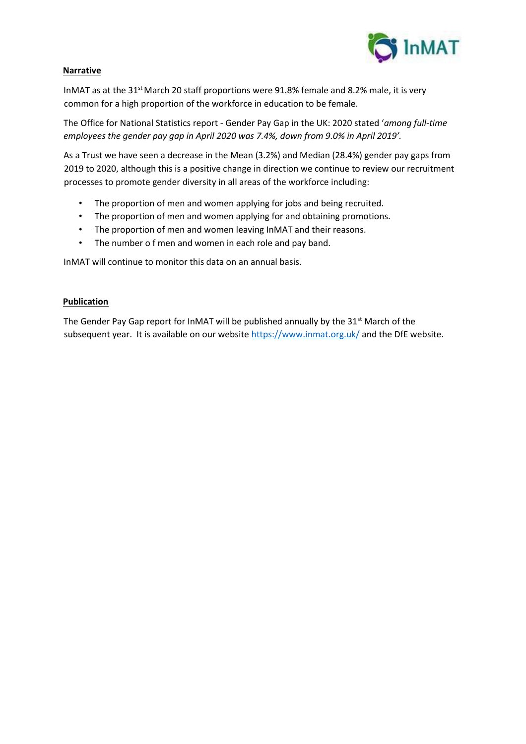**Narrative**

InMAT as at the 31st March 20 staff proportions were 91.8% female and 8.2% male, it is very common for a high proportion of the workforce in education to be female.

The Office for National Statistics report - Gender Pay Gap in the UK: 2020 stated '*among full-time employees the gender pay gap in April 2020 was 7.4%, down from 9.0% in April 2019'*.

As a Trust we have seen a decrease in the Mean (3.2%) and Median (28.4%) gender pay gaps from 2019 to 2020, although this is a positive change in direction we continue to review our recruitment processes to promote gender diversity in all areas of the workforce including:

- The proportion of men and women applying for jobs and being recruited.
- The proportion of men and women applying for and obtaining promotions.
- The proportion of men and women leaving InMAT and their reasons.
- The number o f men and women in each role and pay band.

InMAT will continue to monitor this data on an annual basis.

**Publication**

The Gender Pay Gap report for InMAT will be published annually by the 31st March of the subsequent year. It is available on our website https://www.inmat.org.uk/ and the DfE website.